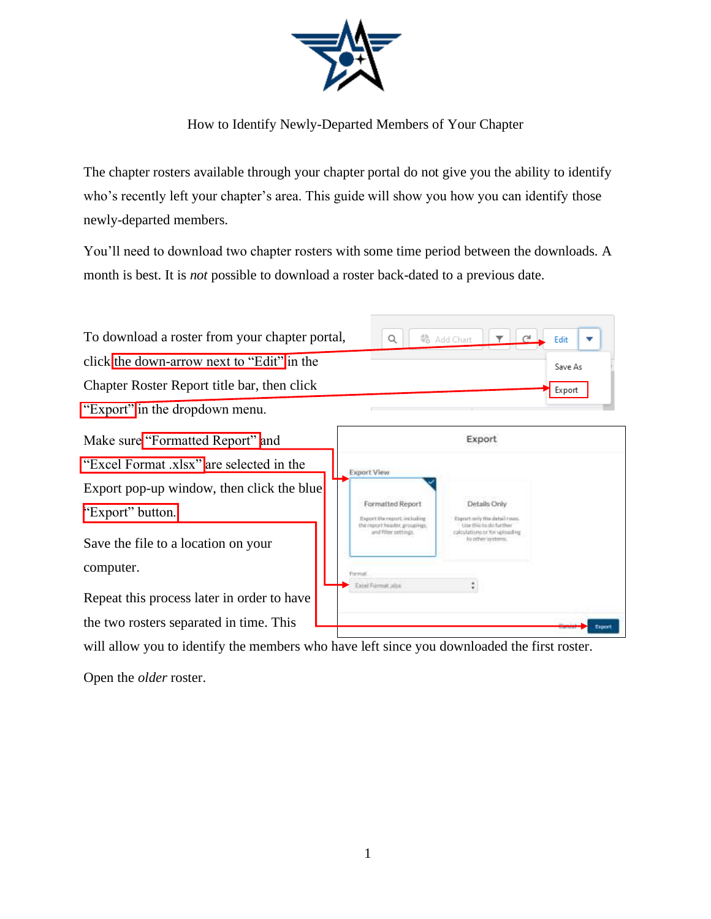# How to Identify Newly-Departed Members of Your Chapter

The chapter rosters available through your chapter portal do not give you the ability to identify who's recently left your chapter's area. This guide will show you how you can identify those newly-departed members.

You'll need to download two chapter rosters with some time period between the downloads. A month is best. It is *not* possible to download a roster back-dated to a previous date.

To download a roster from your chapter portal, click the down-arrow next to "Edit" in the Chapter Roster Report title bar, then click "Export" in the dropdown menu.

Make sure "Formatted Report" and "Excel Format .xlsx" are selected in the Export pop-up window, then click the blue "Export" button.

Save the file to a location on your computer.

Repeat this process later in order to have the two rosters separated in time. This will allow you to identify the members who have left since you downloaded the first roster.

Open the *older* roster.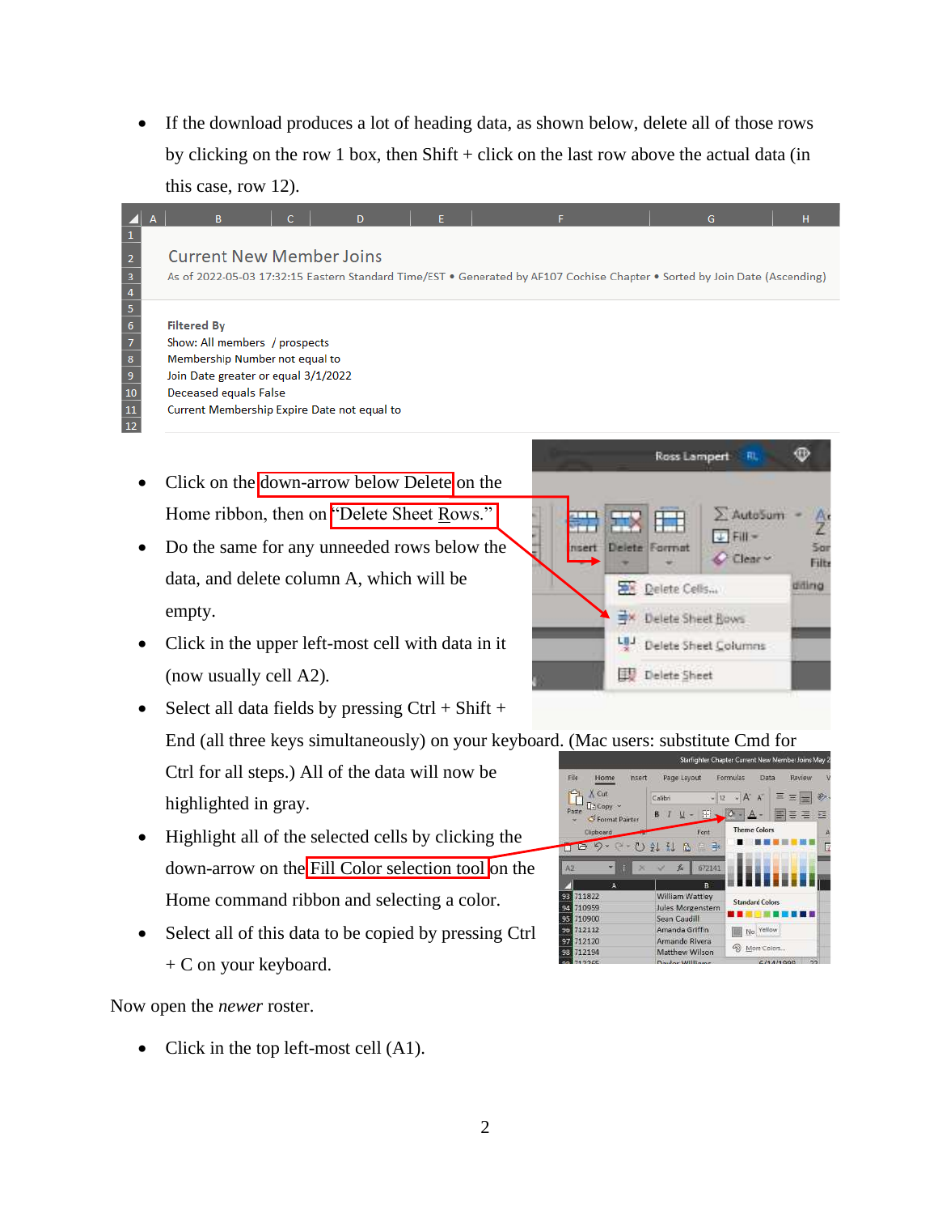- If the download produces a lot of heading data, as shown below, delete all of those rows by clicking on the row 1 box, then Shift + click on the last row above the actual data (in this case, row 12).

- Click on the down-arrow below Delete on the Home ribbon, then on "Delete Sheet Rows."
- Do the same for any unneeded rows below the data, and delete column A, which will be empty.
- Click in the upper left-most cell with data in it (now usually cell A2).
- Select all data fields by pressing Ctrl + Shift + End (all three keys simultaneously) on your keyboard. (Mac users: substitute Cmd for Ctrl for all steps.) All of the data will now be highlighted in gray.
- Highlight all of the selected cells by clicking the down-arrow on the Fill Color selection tool on the Home command ribbon and selecting a color.
- Select all of this data to be copied by pressing Ctrl + C on your keyboard.

Now open the *newer* roster.

- Click in the top left-most cell (A1).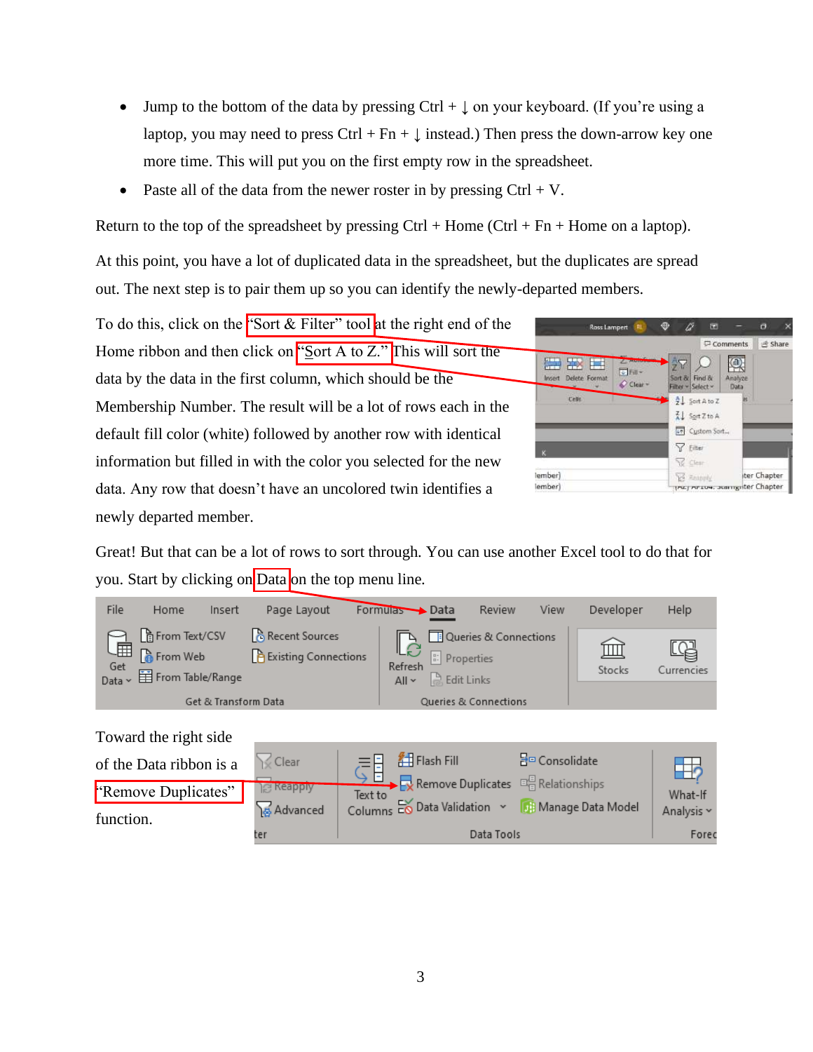- Jump to the bottom of the data by pressing Ctrl + ↓ on your keyboard. (If you're using a laptop, you may need to press Ctrl + Fn + ↓ instead.) Then press the down-arrow key one more time. This will put you on the first empty row in the spreadsheet.
- Paste all of the data from the newer roster in by pressing Ctrl + V.

Return to the top of the spreadsheet by pressing Ctrl + Home (Ctrl + Fn + Home on a laptop).

At this point, you have a lot of duplicated data in the spreadsheet, but the duplicates are spread out. The next step is to pair them up so you can identify the newly-departed members.

To do this, click on the "Sort & Filter" tool at the right end of the Home ribbon and then click on "Sort A to Z." This will sort the data by the data in the first column, which should be the Membership Number. The result will be a lot of rows each in the default fill color (white) followed by another row with identical information but filled in with the color you selected for the new data. Any row that doesn't have an uncolored twin identifies a newly departed member.

Great! But that can be a lot of rows to sort through. You can use another Excel tool to do that for you. Start by clicking on Data on the top menu line.

Toward the right side of the Data ribbon is a "Remove Duplicates" function.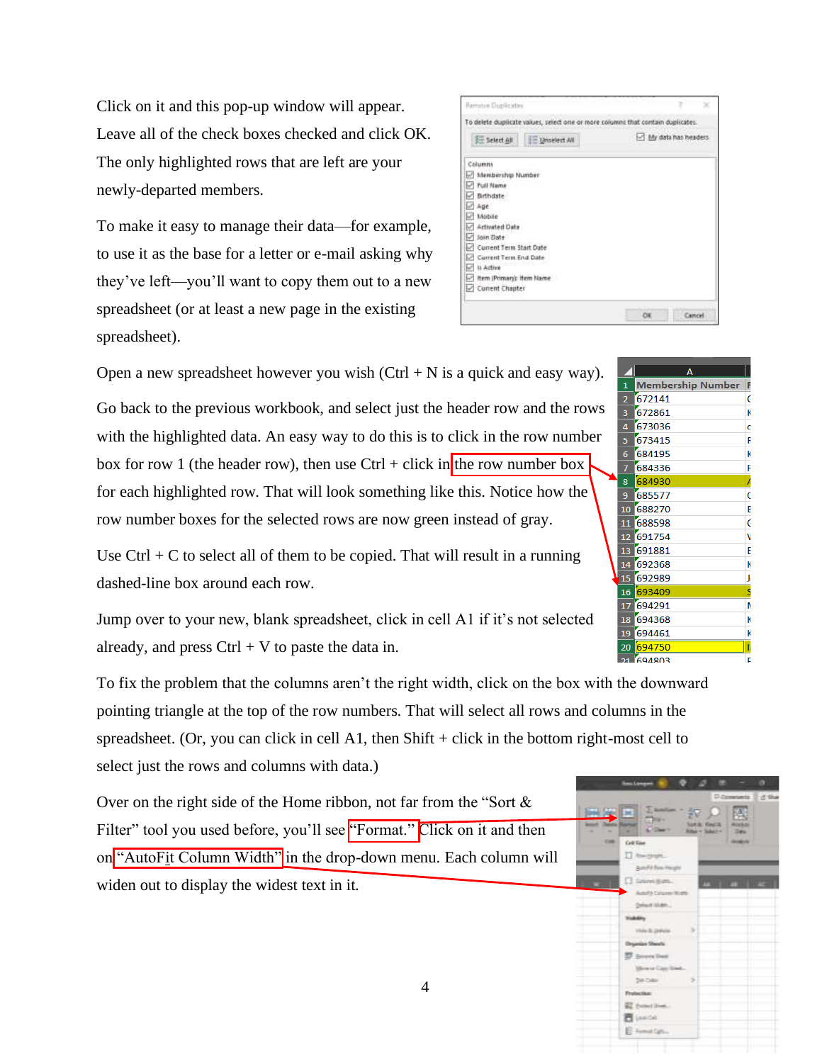Click on it and this pop-up window will appear. Leave all of the check boxes checked and click OK. The only highlighted rows that are left are your newly-departed members.

To make it easy to manage their data—for example, to use it as the base for a letter or e-mail asking why they've left—you'll want to copy them out to a new spreadsheet (or at least a new page in the existing spreadsheet).

Open a new spreadsheet however you wish (Ctrl + N is a quick and easy way).

Go back to the previous workbook, and select just the header row and the rows with the highlighted data. An easy way to do this is to click in the row number box for row 1 (the header row), then use Ctrl + click in the row number box for each highlighted row. That will look something like this. Notice how the row number boxes for the selected rows are now green instead of gray.

Use Ctrl + C to select all of them to be copied. That will result in a running dashed-line box around each row.

Jump over to your new, blank spreadsheet, click in cell A1 if it's not selected already, and press Ctrl + V to paste the data in.

To fix the problem that the columns aren't the right width, click on the box with the downward pointing triangle at the top of the row numbers. That will select all rows and columns in the spreadsheet. (Or, you can click in cell A1, then Shift + click in the bottom right-most cell to select just the rows and columns with data.)

Over on the right side of the Home ribbon, not far from the "Sort & Filter" tool you used before, you'll see "Format." Click on it and then on "AutoFit Column Width" in the drop-down menu. Each column will widen out to display the widest text in it.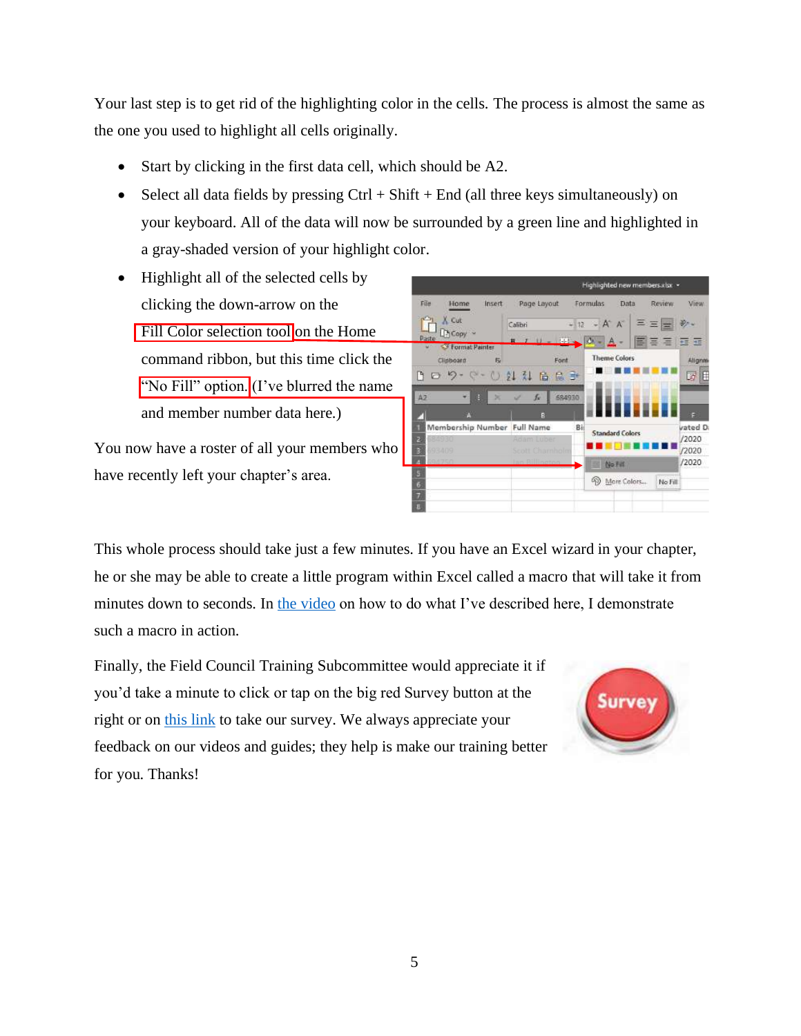Your last step is to get rid of the highlighting color in the cells. The process is almost the same as the one you used to highlight all cells originally.

- Start by clicking in the first data cell, which should be A2.
- Select all data fields by pressing Ctrl + Shift + End (all three keys simultaneously) on your keyboard. All of the data will now be surrounded by a green line and highlighted in a gray-shaded version of your highlight color.
- Highlight all of the selected cells by clicking the down-arrow on the Fill Color selection tool on the Home command ribbon, but this time click the "No Fill" option. (I've blurred the name and member number data here.)

You now have a roster of all your members who have recently left your chapter's area.

This whole process should take just a few minutes. If you have an Excel wizard in your chapter, he or she may be able to create a little program within Excel called a macro that will take it from minutes down to seconds. In [the video] on how to do what I've described here, I demonstrate such a macro in action.

Finally, the Field Council Training Subcommittee would appreciate it if you'd take a minute to click or tap on the big red Survey button at the right or on [this link] to take our survey. We always appreciate your feedback on our videos and guides; they help is make our training better for you. Thanks!